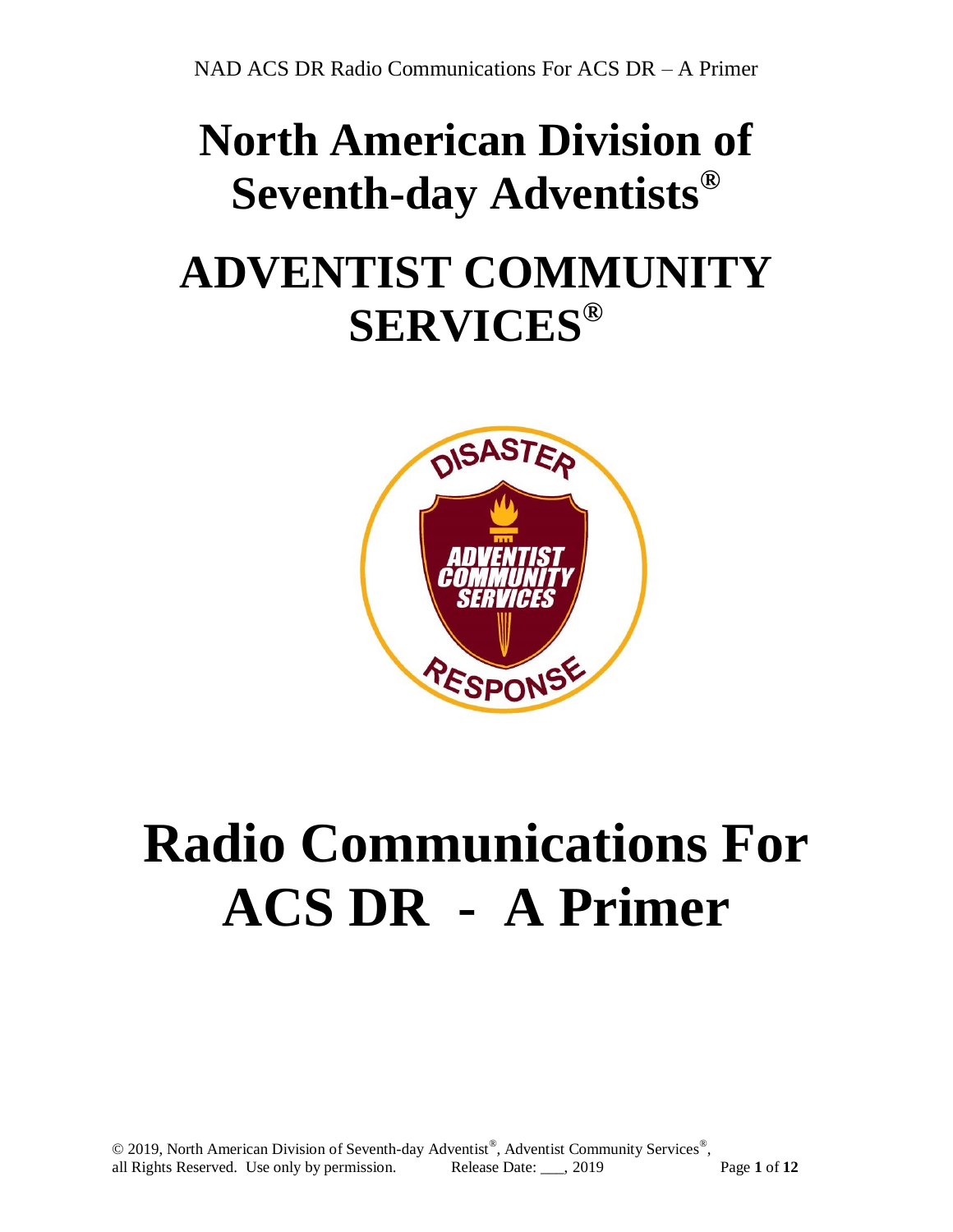# North American Division of Seventh-day Adventists®

# ADVENTIST COMMUNITY SERVICES®

# Radio Communications For ACS DR - A Primer

© 2019, North American Division of Seventh-day Adventist®, Adventist Community Services®, all Rights Reserved. Use only by permission. Release Date: ___, 2019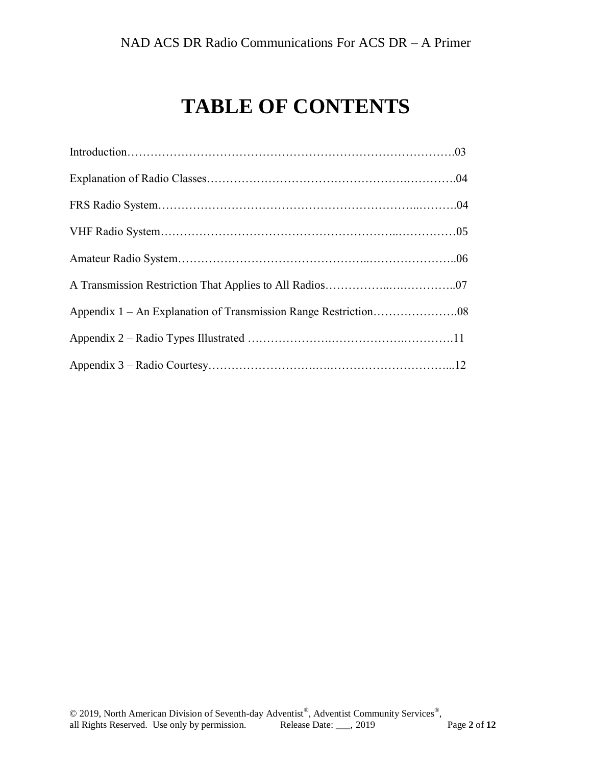# TABLE OF CONTENTS

Introduction……………………………………………………………………….03

Explanation of Radio Classes…………………………………………….………….04

FRS Radio System…………………………………………………………..……….04

VHF Radio System…………………………………………………..…………….05

Amateur Radio System………………………………………...………….………..06

A Transmission Restriction That Applies to All Radios……………..….…………..07

Appendix 1 – An Explanation of Transmission Range Restriction………………….08

Appendix 2 – Radio Types Illustrated ………………….……………….………….11

Appendix 3 – Radio Courtesy……………………….….…………………………...12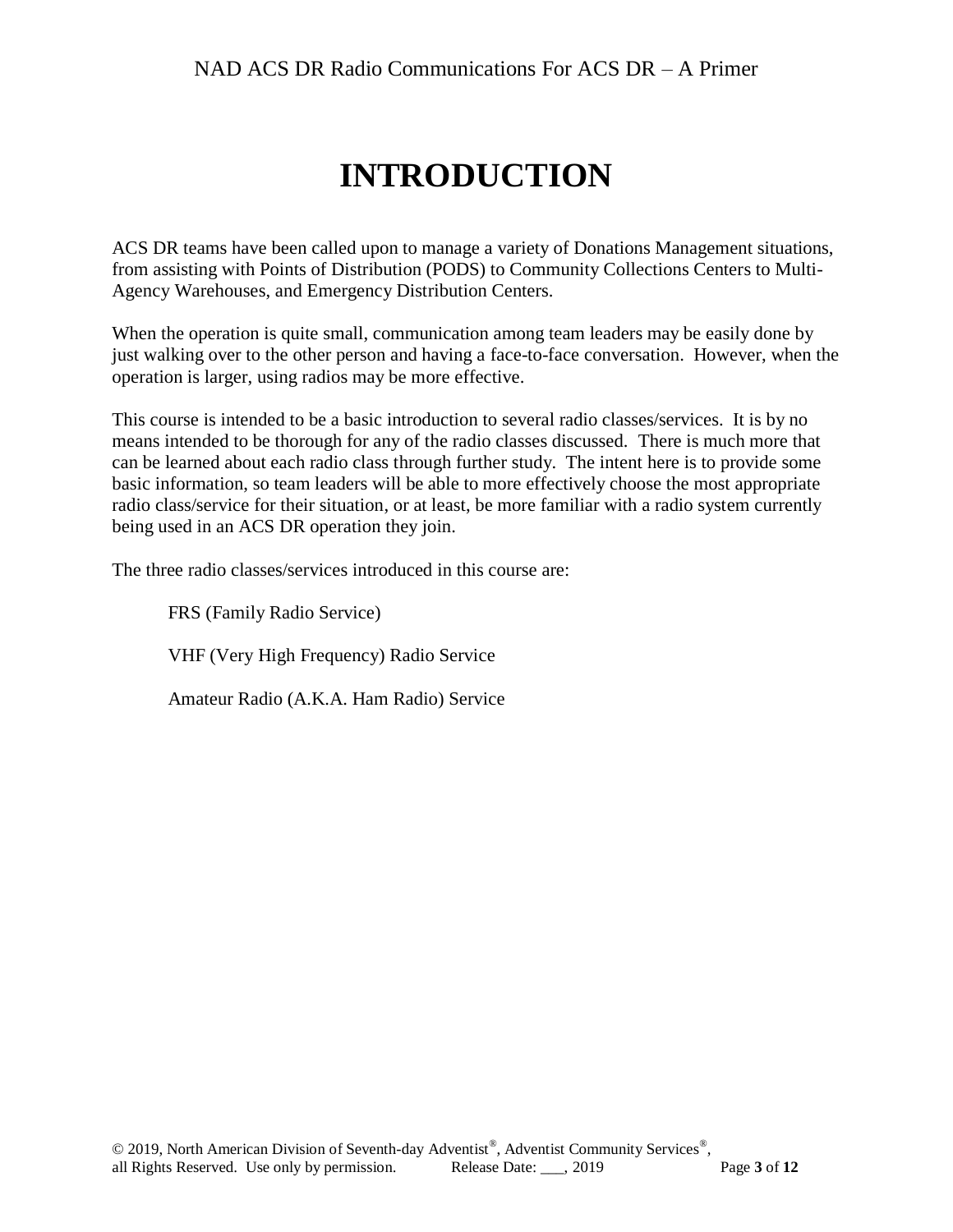# INTRODUCTION

ACS DR teams have been called upon to manage a variety of Donations Management situations, from assisting with Points of Distribution (PODS) to Community Collections Centers to Multi-Agency Warehouses, and Emergency Distribution Centers.

When the operation is quite small, communication among team leaders may be easily done by just walking over to the other person and having a face-to-face conversation. However, when the operation is larger, using radios may be more effective.

This course is intended to be a basic introduction to several radio classes/services. It is by no means intended to be thorough for any of the radio classes discussed. There is much more that can be learned about each radio class through further study. The intent here is to provide some basic information, so team leaders will be able to more effectively choose the most appropriate radio class/service for their situation, or at least, be more familiar with a radio system currently being used in an ACS DR operation they join.

The three radio classes/services introduced in this course are:

FRS (Family Radio Service)

VHF (Very High Frequency) Radio Service

Amateur Radio (A.K.A. Ham Radio) Service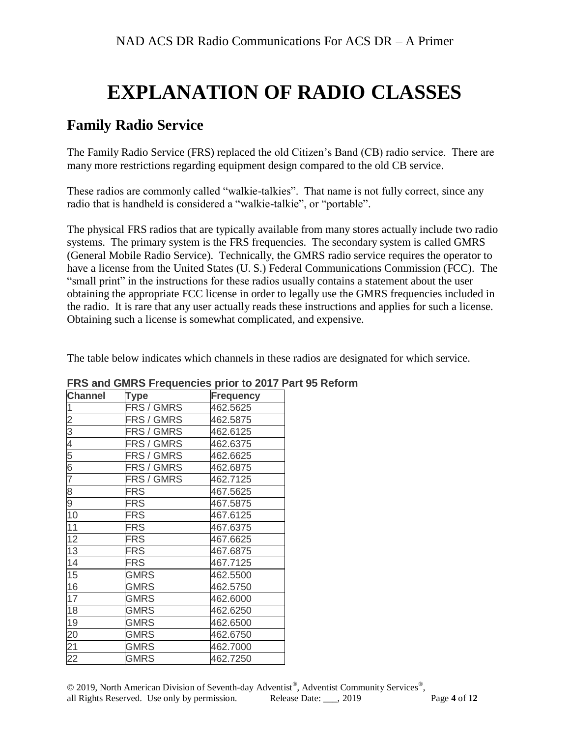# EXPLANATION OF RADIO CLASSES

## Family Radio Service

The Family Radio Service (FRS) replaced the old Citizen's Band (CB) radio service. There are many more restrictions regarding equipment design compared to the old CB service.

These radios are commonly called "walkie-talkies". That name is not fully correct, since any radio that is handheld is considered a "walkie-talkie", or "portable".

The physical FRS radios that are typically available from many stores actually include two radio systems. The primary system is the FRS frequencies. The secondary system is called GMRS (General Mobile Radio Service). Technically, the GMRS radio service requires the operator to have a license from the United States (U. S.) Federal Communications Commission (FCC). The "small print" in the instructions for these radios usually contains a statement about the user obtaining the appropriate FCC license in order to legally use the GMRS frequencies included in the radio. It is rare that any user actually reads these instructions and applies for such a license. Obtaining such a license is somewhat complicated, and expensive.

The table below indicates which channels in these radios are designated for which service.

**FRS and GMRS Frequencies prior to 2017 Part 95 Reform**

| Channel | Type | Frequency |
|---|---|---|
| 1 | FRS / GMRS | 462.5625 |
| 2 | FRS / GMRS | 462.5875 |
| 3 | FRS / GMRS | 462.6125 |
| 4 | FRS / GMRS | 462.6375 |
| 5 | FRS / GMRS | 462.6625 |
| 6 | FRS / GMRS | 462.6875 |
| 7 | FRS / GMRS | 462.7125 |
| 8 | FRS | 467.5625 |
| 9 | FRS | 467.5875 |
| 10 | FRS | 467.6125 |
| 11 | FRS | 467.6375 |
| 12 | FRS | 467.6625 |
| 13 | FRS | 467.6875 |
| 14 | FRS | 467.7125 |
| 15 | GMRS | 462.5500 |
| 16 | GMRS | 462.5750 |
| 17 | GMRS | 462.6000 |
| 18 | GMRS | 462.6250 |
| 19 | GMRS | 462.6500 |
| 20 | GMRS | 462.6750 |
| 21 | GMRS | 462.7000 |
| 22 | GMRS | 462.7250 |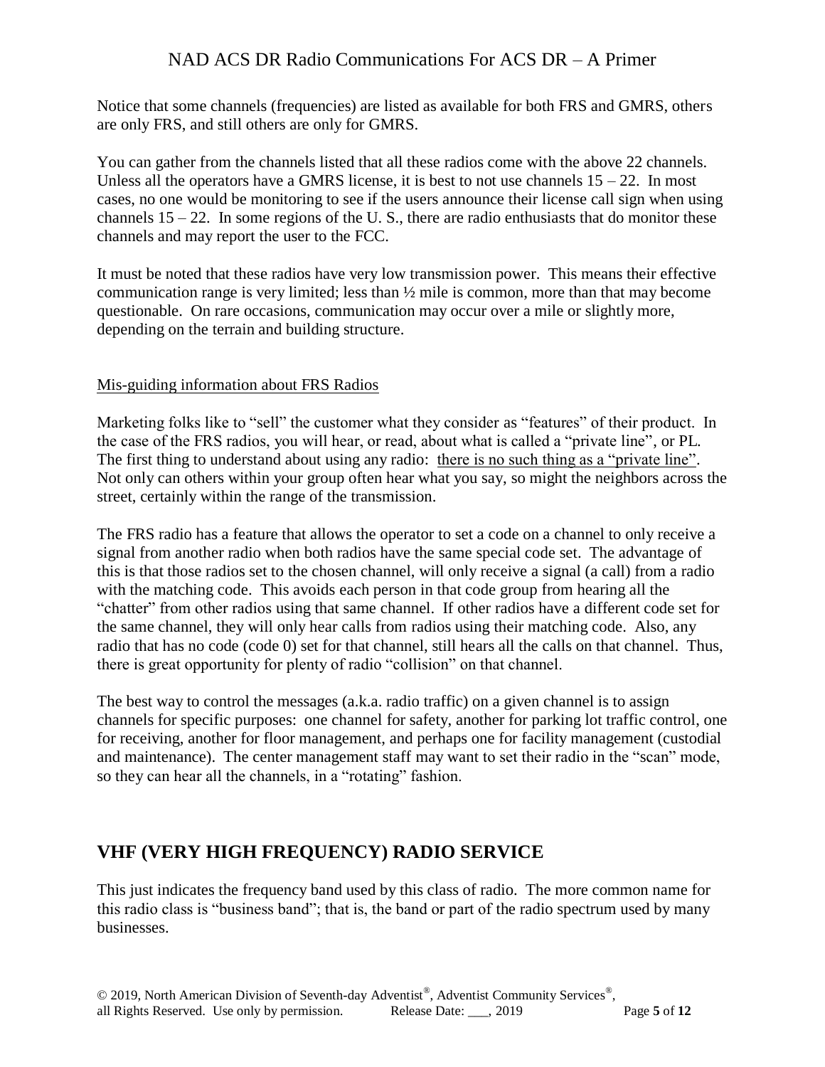Notice that some channels (frequencies) are listed as available for both FRS and GMRS, others are only FRS, and still others are only for GMRS.

You can gather from the channels listed that all these radios come with the above 22 channels. Unless all the operators have a GMRS license, it is best to not use channels 15 – 22. In most cases, no one would be monitoring to see if the users announce their license call sign when using channels 15 – 22. In some regions of the U. S., there are radio enthusiasts that do monitor these channels and may report the user to the FCC.

It must be noted that these radios have very low transmission power. This means their effective communication range is very limited; less than ½ mile is common, more than that may become questionable. On rare occasions, communication may occur over a mile or slightly more, depending on the terrain and building structure.

<u>Mis-guiding information about FRS Radios</u>

Marketing folks like to "sell" the customer what they consider as "features" of their product. In the case of the FRS radios, you will hear, or read, about what is called a "private line", or PL. The first thing to understand about using any radio: <u>there is no such thing as a "private line"</u>. Not only can others within your group often hear what you say, so might the neighbors across the street, certainly within the range of the transmission.

The FRS radio has a feature that allows the operator to set a code on a channel to only receive a signal from another radio when both radios have the same special code set. The advantage of this is that those radios set to the chosen channel, will only receive a signal (a call) from a radio with the matching code. This avoids each person in that code group from hearing all the "chatter" from other radios using that same channel. If other radios have a different code set for the same channel, they will only hear calls from radios using their matching code. Also, any radio that has no code (code 0) set for that channel, still hears all the calls on that channel. Thus, there is great opportunity for plenty of radio "collision" on that channel.

The best way to control the messages (a.k.a. radio traffic) on a given channel is to assign channels for specific purposes: one channel for safety, another for parking lot traffic control, one for receiving, another for floor management, and perhaps one for facility management (custodial and maintenance). The center management staff may want to set their radio in the "scan" mode, so they can hear all the channels, in a "rotating" fashion.

## VHF (VERY HIGH FREQUENCY) RADIO SERVICE

This just indicates the frequency band used by this class of radio. The more common name for this radio class is "business band"; that is, the band or part of the radio spectrum used by many businesses.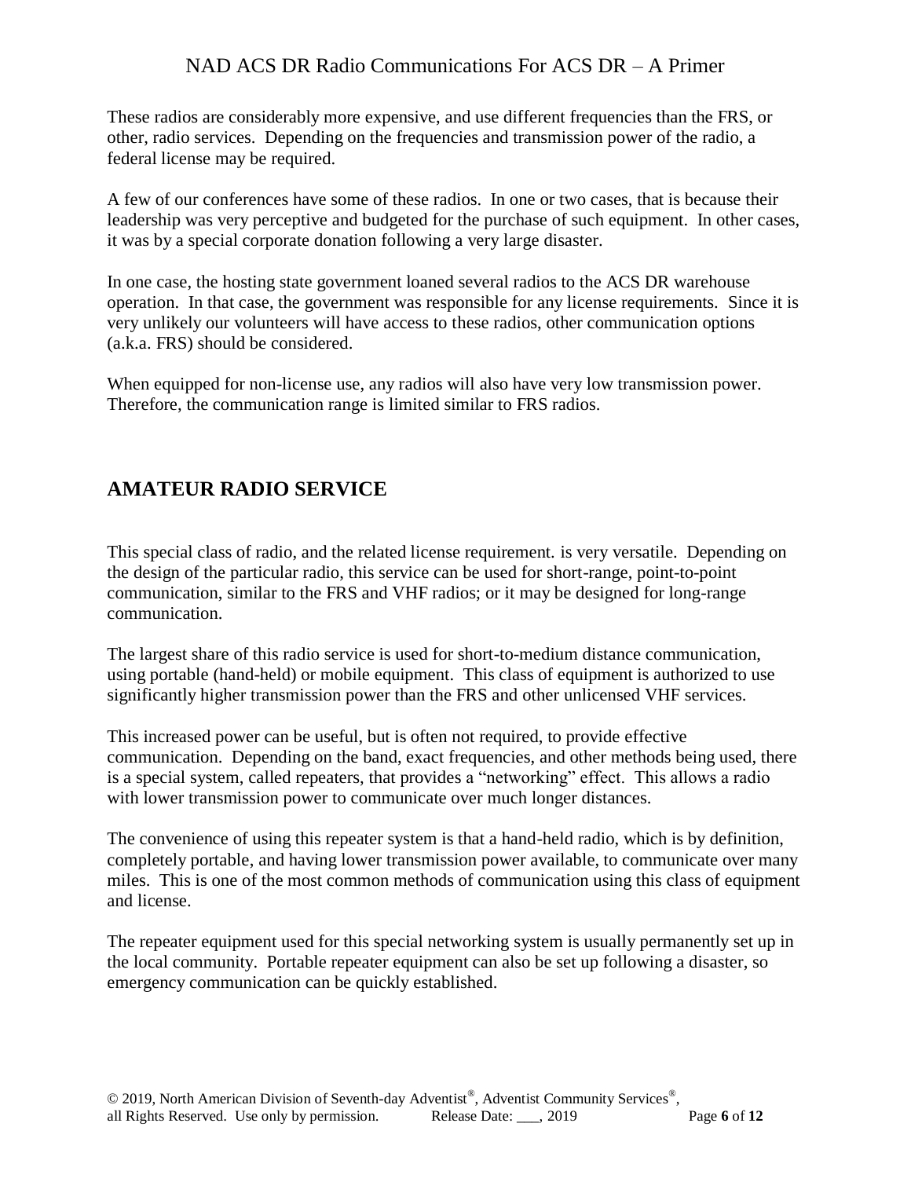These radios are considerably more expensive, and use different frequencies than the FRS, or other, radio services. Depending on the frequencies and transmission power of the radio, a federal license may be required.

A few of our conferences have some of these radios. In one or two cases, that is because their leadership was very perceptive and budgeted for the purchase of such equipment. In other cases, it was by a special corporate donation following a very large disaster.

In one case, the hosting state government loaned several radios to the ACS DR warehouse operation. In that case, the government was responsible for any license requirements. Since it is very unlikely our volunteers will have access to these radios, other communication options (a.k.a. FRS) should be considered.

When equipped for non-license use, any radios will also have very low transmission power. Therefore, the communication range is limited similar to FRS radios.

## AMATEUR RADIO SERVICE

This special class of radio, and the related license requirement. is very versatile. Depending on the design of the particular radio, this service can be used for short-range, point-to-point communication, similar to the FRS and VHF radios; or it may be designed for long-range communication.

The largest share of this radio service is used for short-to-medium distance communication, using portable (hand-held) or mobile equipment. This class of equipment is authorized to use significantly higher transmission power than the FRS and other unlicensed VHF services.

This increased power can be useful, but is often not required, to provide effective communication. Depending on the band, exact frequencies, and other methods being used, there is a special system, called repeaters, that provides a "networking" effect. This allows a radio with lower transmission power to communicate over much longer distances.

The convenience of using this repeater system is that a hand-held radio, which is by definition, completely portable, and having lower transmission power available, to communicate over many miles. This is one of the most common methods of communication using this class of equipment and license.

The repeater equipment used for this special networking system is usually permanently set up in the local community. Portable repeater equipment can also be set up following a disaster, so emergency communication can be quickly established.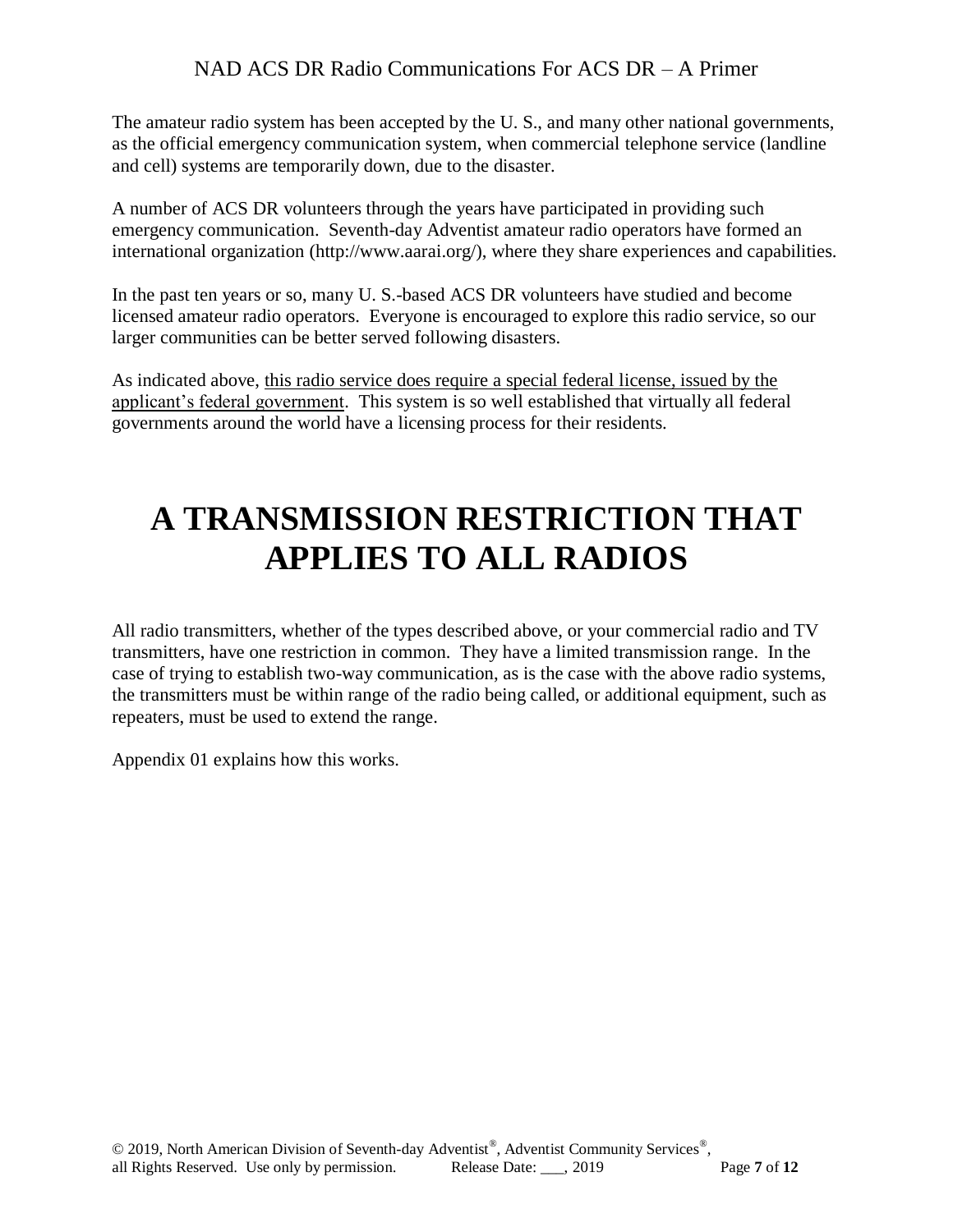The amateur radio system has been accepted by the U. S., and many other national governments, as the official emergency communication system, when commercial telephone service (landline and cell) systems are temporarily down, due to the disaster.

A number of ACS DR volunteers through the years have participated in providing such emergency communication. Seventh-day Adventist amateur radio operators have formed an international organization (http://www.aarai.org/), where they share experiences and capabilities.

In the past ten years or so, many U. S.-based ACS DR volunteers have studied and become licensed amateur radio operators. Everyone is encouraged to explore this radio service, so our larger communities can be better served following disasters.

As indicated above, <u>this radio service does require a special federal license, issued by the applicant's federal government</u>. This system is so well established that virtually all federal governments around the world have a licensing process for their residents.

# A TRANSMISSION RESTRICTION THAT APPLIES TO ALL RADIOS

All radio transmitters, whether of the types described above, or your commercial radio and TV transmitters, have one restriction in common. They have a limited transmission range. In the case of trying to establish two-way communication, as is the case with the above radio systems, the transmitters must be within range of the radio being called, or additional equipment, such as repeaters, must be used to extend the range.

Appendix 01 explains how this works.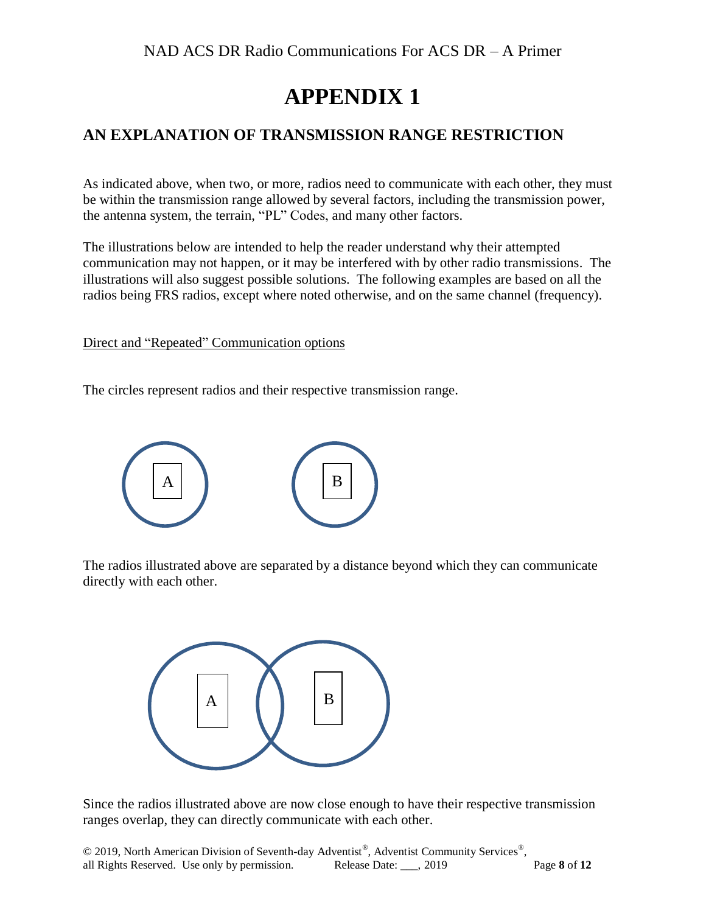# APPENDIX 1

## AN EXPLANATION OF TRANSMISSION RANGE RESTRICTION

As indicated above, when two, or more, radios need to communicate with each other, they must be within the transmission range allowed by several factors, including the transmission power, the antenna system, the terrain, "PL" Codes, and many other factors.

The illustrations below are intended to help the reader understand why their attempted communication may not happen, or it may be interfered with by other radio transmissions. The illustrations will also suggest possible solutions. The following examples are based on all the radios being FRS radios, except where noted otherwise, and on the same channel (frequency).

<u>Direct and "Repeated" Communication options</u>

The circles represent radios and their respective transmission range.

A B

The radios illustrated above are separated by a distance beyond which they can communicate directly with each other.

A B

Since the radios illustrated above are now close enough to have their respective transmission ranges overlap, they can directly communicate with each other.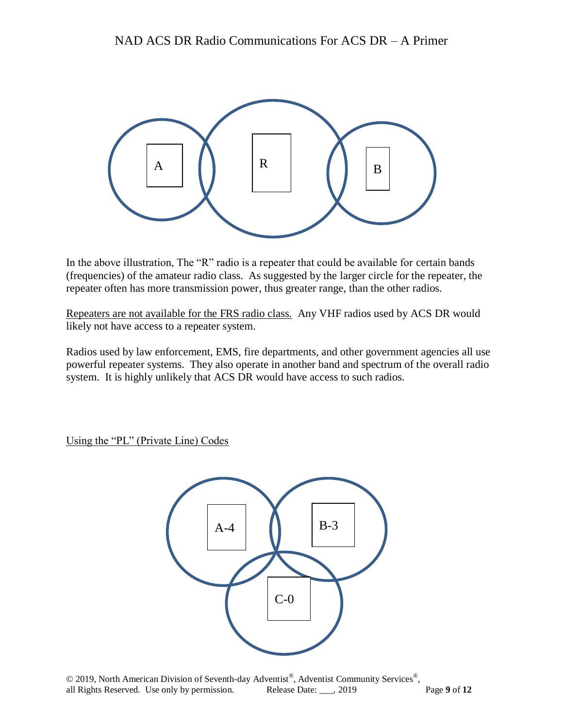In the above illustration, The "R" radio is a repeater that could be available for certain bands (frequencies) of the amateur radio class. As suggested by the larger circle for the repeater, the repeater often has more transmission power, thus greater range, than the other radios.

<u>Repeaters are not available for the FRS radio class.</u> Any VHF radios used by ACS DR would likely not have access to a repeater system.

Radios used by law enforcement, EMS, fire departments, and other government agencies all use powerful repeater systems. They also operate in another band and spectrum of the overall radio system. It is highly unlikely that ACS DR would have access to such radios.

<u>Using the "PL" (Private Line) Codes</u>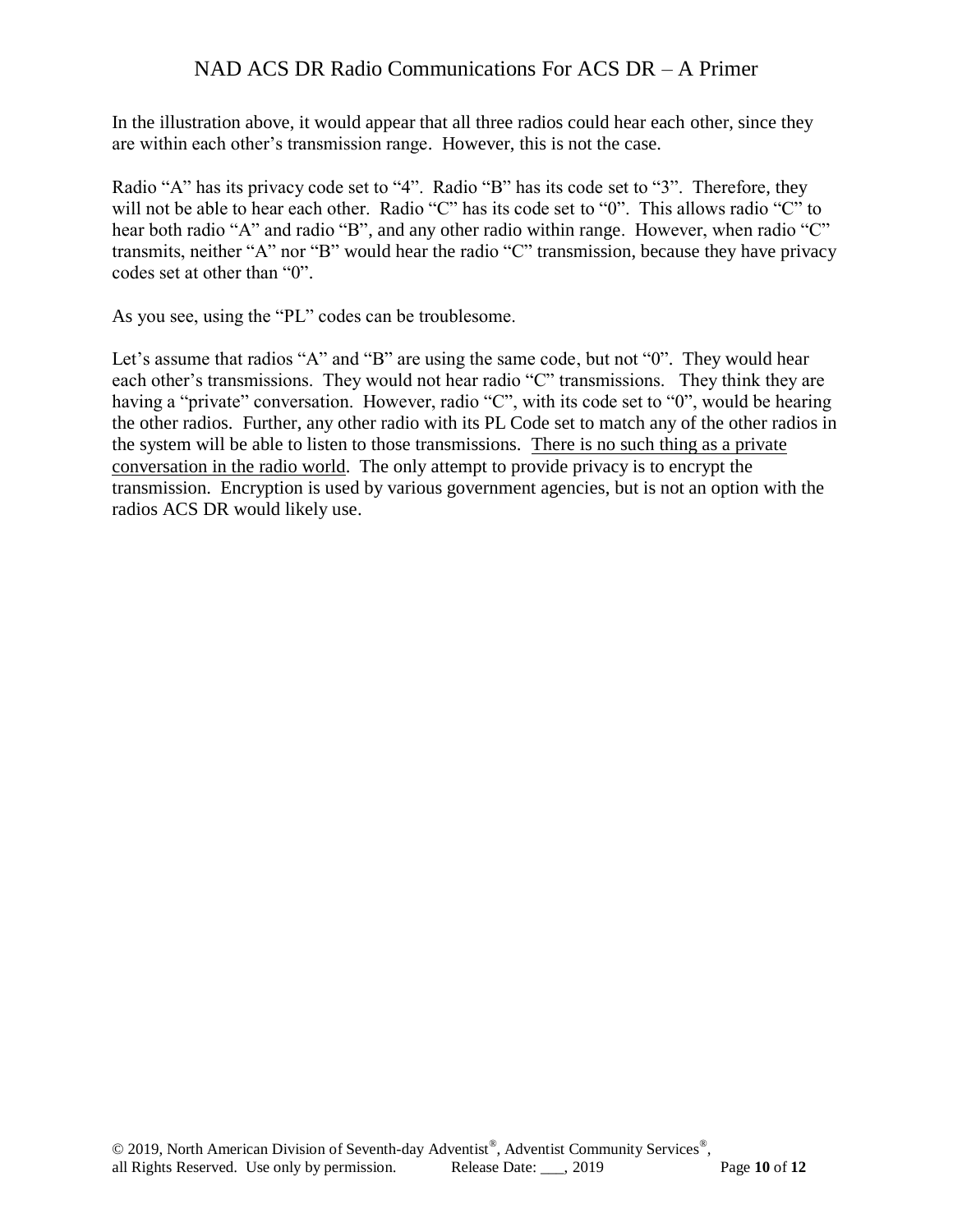In the illustration above, it would appear that all three radios could hear each other, since they are within each other's transmission range. However, this is not the case.

Radio "A" has its privacy code set to "4". Radio "B" has its code set to "3". Therefore, they will not be able to hear each other. Radio "C" has its code set to "0". This allows radio "C" to hear both radio "A" and radio "B", and any other radio within range. However, when radio "C" transmits, neither "A" nor "B" would hear the radio "C" transmission, because they have privacy codes set at other than "0".

As you see, using the "PL" codes can be troublesome.

Let's assume that radios "A" and "B" are using the same code, but not "0". They would hear each other's transmissions. They would not hear radio "C" transmissions. They think they are having a "private" conversation. However, radio "C", with its code set to "0", would be hearing the other radios. Further, any other radio with its PL Code set to match any of the other radios in the system will be able to listen to those transmissions. <u>There is no such thing as a private conversation in the radio world</u>. The only attempt to provide privacy is to encrypt the transmission. Encryption is used by various government agencies, but is not an option with the radios ACS DR would likely use.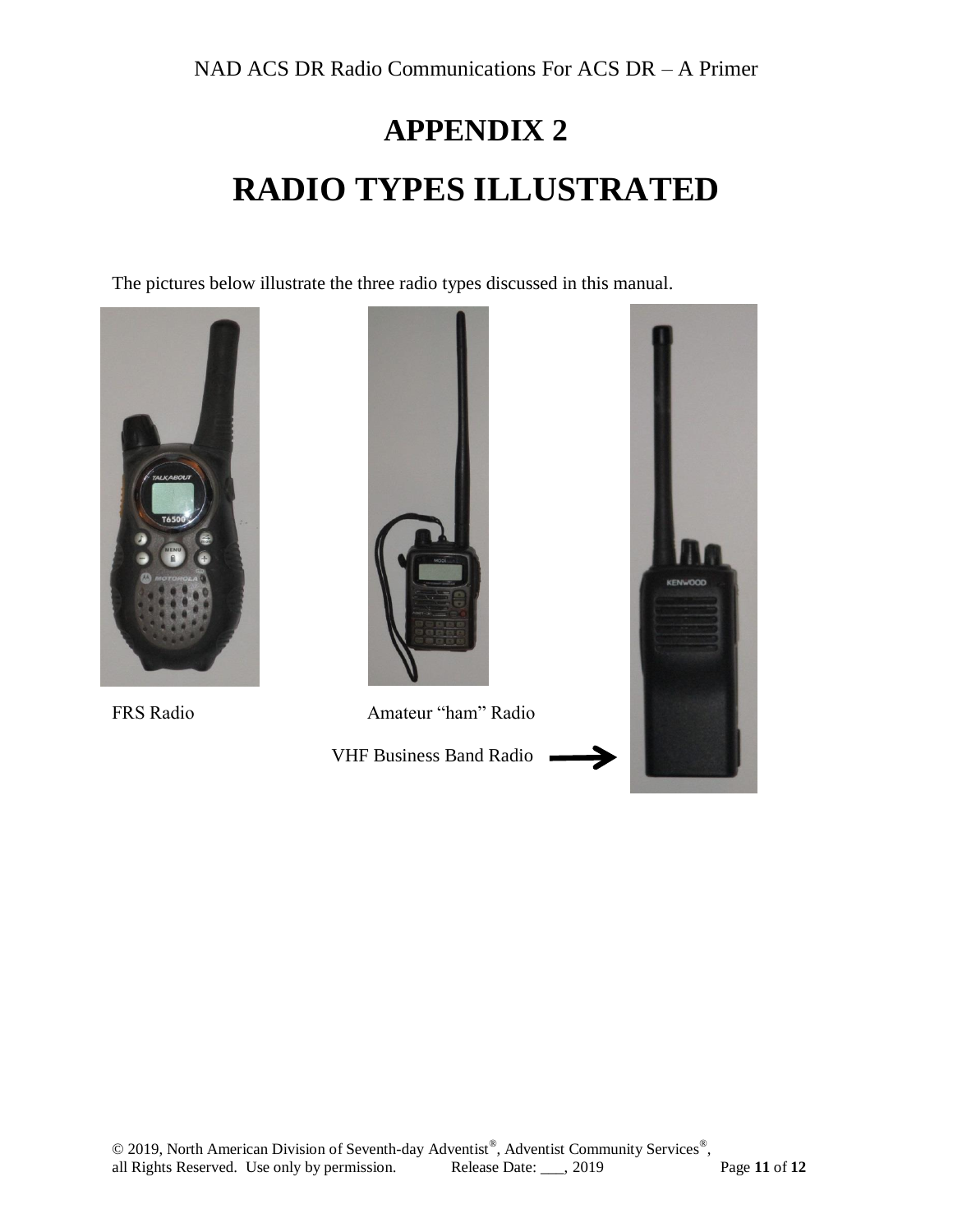# APPENDIX 2

# RADIO TYPES ILLUSTRATED

The pictures below illustrate the three radio types discussed in this manual.

FRS Radio

Amateur "ham" Radio

VHF Business Band Radio →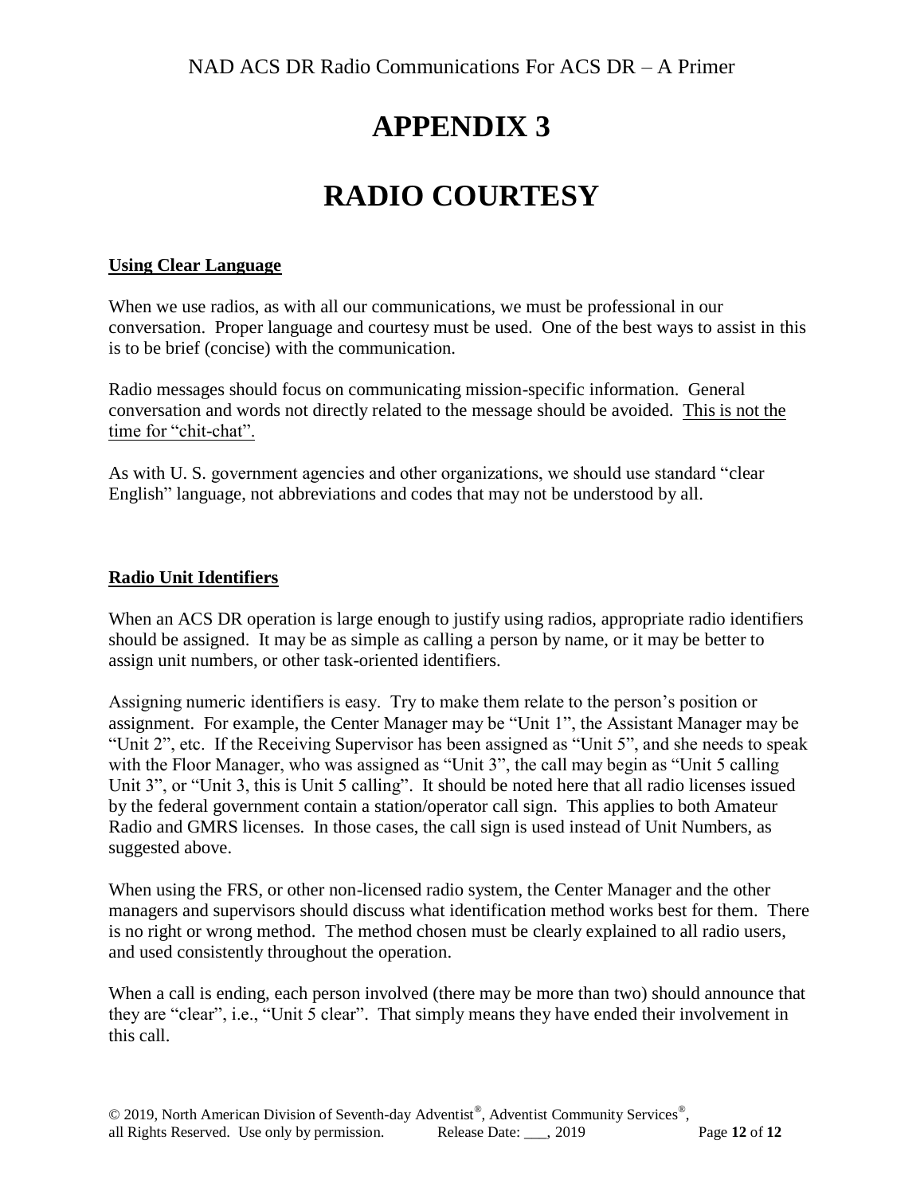# APPENDIX 3

# RADIO COURTESY

**Using Clear Language**

When we use radios, as with all our communications, we must be professional in our conversation. Proper language and courtesy must be used. One of the best ways to assist in this is to be brief (concise) with the communication.

Radio messages should focus on communicating mission-specific information. General conversation and words not directly related to the message should be avoided. This is not the time for "chit-chat".

As with U. S. government agencies and other organizations, we should use standard "clear English" language, not abbreviations and codes that may not be understood by all.

**Radio Unit Identifiers**

When an ACS DR operation is large enough to justify using radios, appropriate radio identifiers should be assigned. It may be as simple as calling a person by name, or it may be better to assign unit numbers, or other task-oriented identifiers.

Assigning numeric identifiers is easy. Try to make them relate to the person's position or assignment. For example, the Center Manager may be "Unit 1", the Assistant Manager may be "Unit 2", etc. If the Receiving Supervisor has been assigned as "Unit 5", and she needs to speak with the Floor Manager, who was assigned as "Unit 3", the call may begin as "Unit 5 calling Unit 3", or "Unit 3, this is Unit 5 calling". It should be noted here that all radio licenses issued by the federal government contain a station/operator call sign. This applies to both Amateur Radio and GMRS licenses. In those cases, the call sign is used instead of Unit Numbers, as suggested above.

When using the FRS, or other non-licensed radio system, the Center Manager and the other managers and supervisors should discuss what identification method works best for them. There is no right or wrong method. The method chosen must be clearly explained to all radio users, and used consistently throughout the operation.

When a call is ending, each person involved (there may be more than two) should announce that they are "clear", i.e., "Unit 5 clear". That simply means they have ended their involvement in this call.